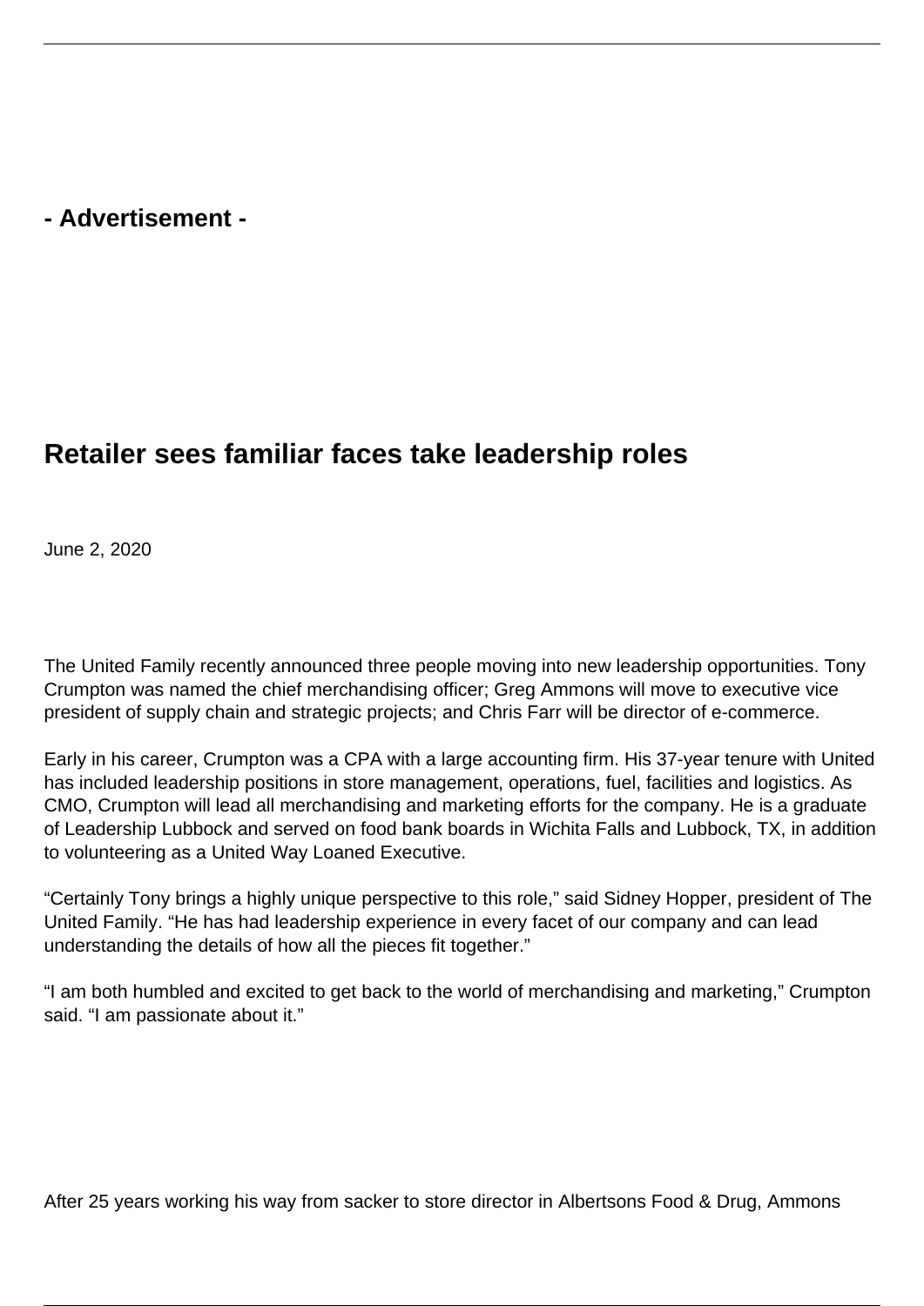- Advertisement -

# Retailer sees familiar faces take leadership roles

June 2, 2020

The United Family recently announced three people moving into new leadership opportunities. Tony Crumpton was named the chief merchandising officer; Greg Ammons will move to executive vice president of supply chain and strategic projects; and Chris Farr will be director of e-commerce.

Early in his career, Crumpton was a CPA with a large accounting firm. His 37-year tenure with United has included leadership positions in store management, operations, fuel, facilities and logistics. As CMO, Crumpton will lead all merchandising and marketing efforts for the company. He is a graduate of Leadership Lubbock and served on food bank boards in Wichita Falls and Lubbock, TX, in addition to volunteering as a United Way Loaned Executive.

“Certainly Tony brings a highly unique perspective to this role,” said Sidney Hopper, president of The United Family. “He has had leadership experience in every facet of our company and can lead understanding the details of how all the pieces fit together.”

“I am both humbled and excited to get back to the world of merchandising and marketing,” Crumpton said. “I am passionate about it.”

After 25 years working his way from sacker to store director in Albertsons Food & Drug, Ammons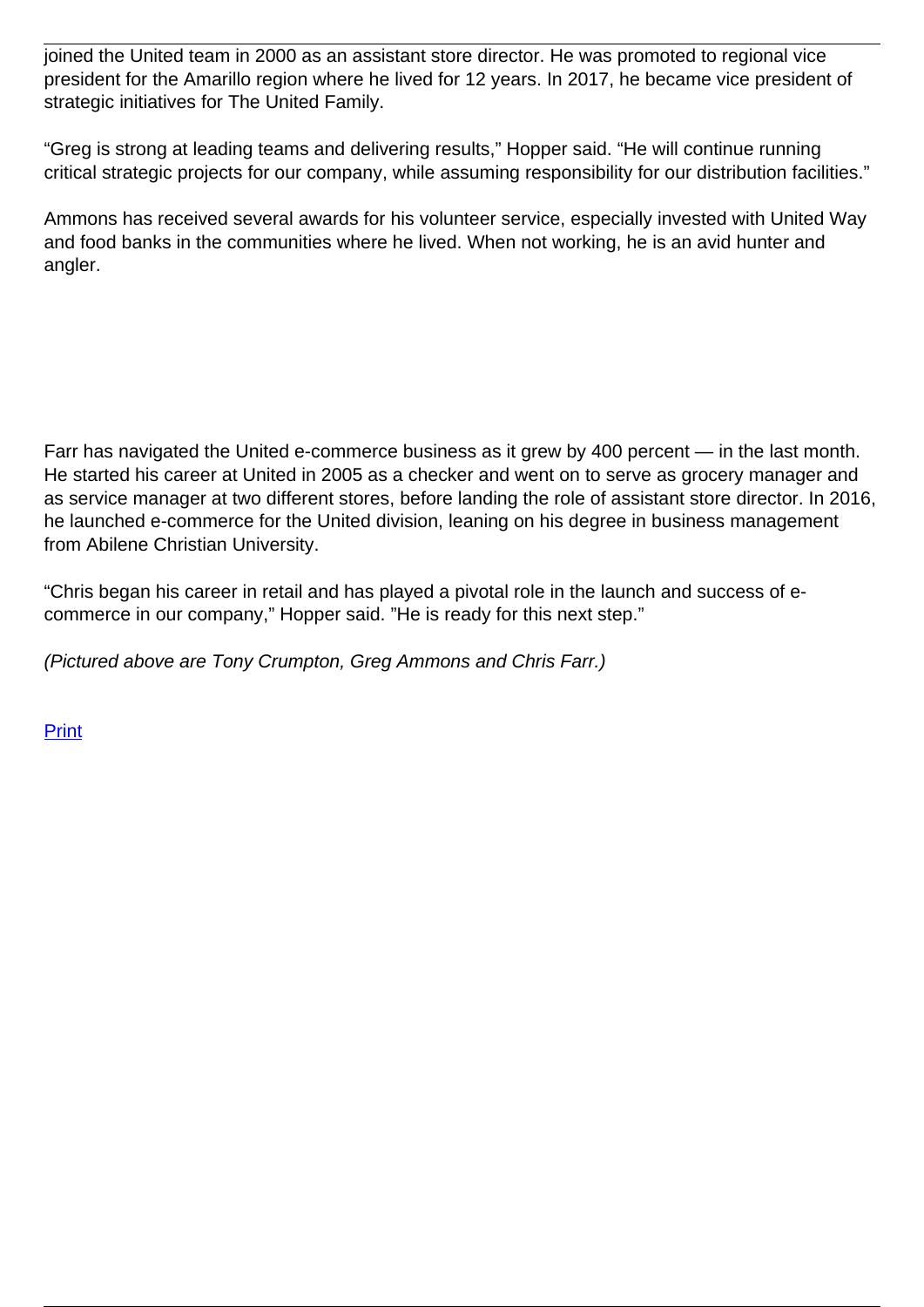joined the United team in 2000 as an assistant store director. He was promoted to regional vice president for the Amarillo region where he lived for 12 years. In 2017, he became vice president of strategic initiatives for The United Family.

"Greg is strong at leading teams and delivering results," Hopper said. "He will continue running critical strategic projects for our company, while assuming responsibility for our distribution facilities."

Ammons has received several awards for his volunteer service, especially invested with United Way and food banks in the communities where he lived. When not working, he is an avid hunter and angler.

Farr has navigated the United e-commerce business as it grew by 400 percent — in the last month. He started his career at United in 2005 as a checker and went on to serve as grocery manager and as service manager at two different stores, before landing the role of assistant store director. In 2016, he launched e-commerce for the United division, leaning on his degree in business management from Abilene Christian University.

"Chris began his career in retail and has played a pivotal role in the launch and success of e-commerce in our company," Hopper said. "He is ready for this next step."

*(Pictured above are Tony Crumpton, Greg Ammons and Chris Farr.)*

Print